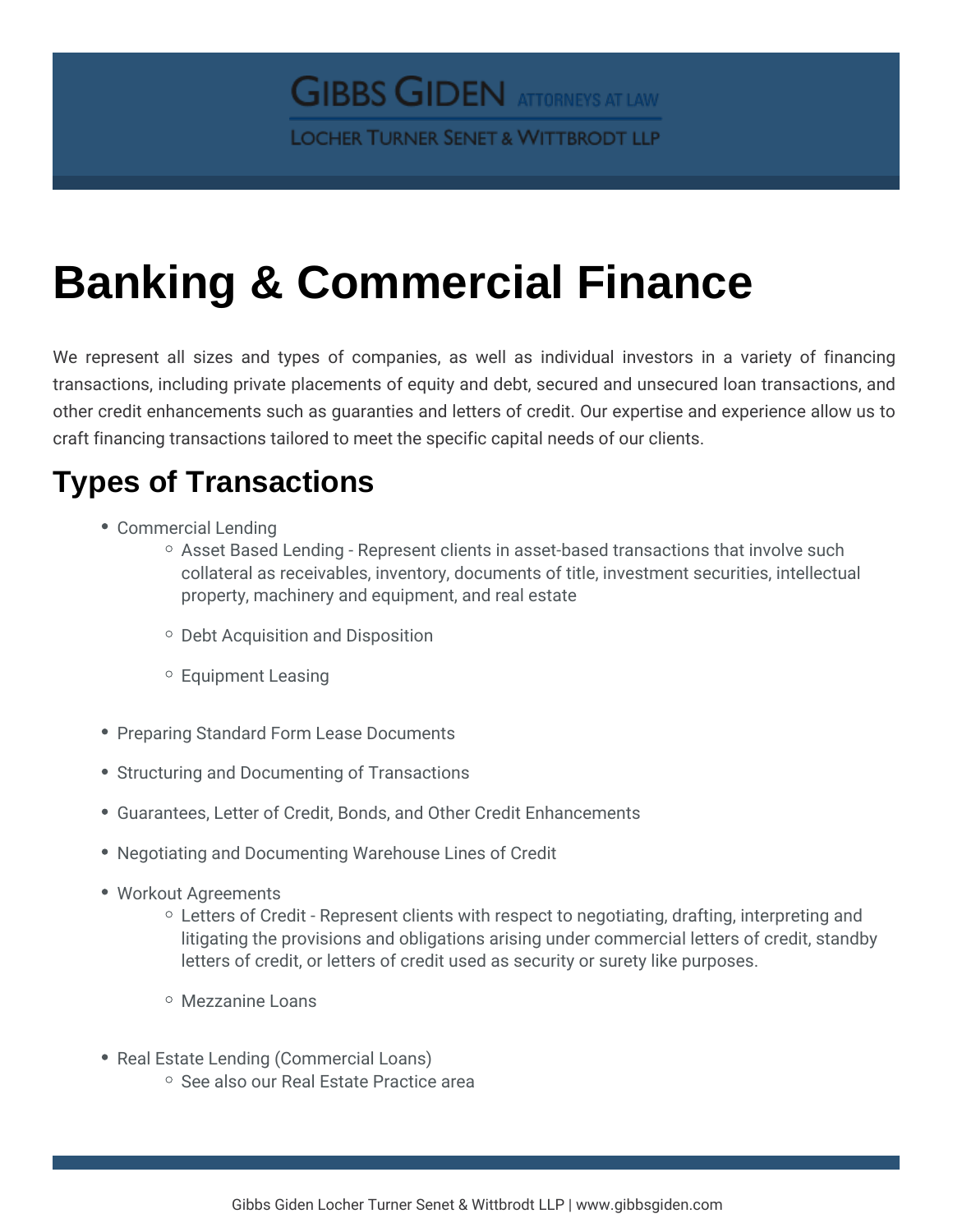# Banking & Commercial Finance

We represent all sizes and types of companies, as well as individual investors in a variety of financing transactions, including private placements of equity and debt, secured and unsecured loan transactions, and other credit enhancements such as guaranties and letters of credit. Our expertise and experience allow us to craft financing transactions tailored to meet the specific capital needs of our clients.

## Types of Transactions

- Commercial Lending
  - Asset Based Lending - Represent clients in asset-based transactions that involve such collateral as receivables, inventory, documents of title, investment securities, intellectual property, machinery and equipment, and real estate
  - Debt Acquisition and Disposition
  - Equipment Leasing
- Preparing Standard Form Lease Documents
- Structuring and Documenting of Transactions
- Guarantees, Letter of Credit, Bonds, and Other Credit Enhancements
- Negotiating and Documenting Warehouse Lines of Credit
- Workout Agreements
  - Letters of Credit - Represent clients with respect to negotiating, drafting, interpreting and litigating the provisions and obligations arising under commercial letters of credit, standby letters of credit, or letters of credit used as security or surety like purposes.
  - Mezzanine Loans
- Real Estate Lending (Commercial Loans)
  - See also our Real Estate Practice area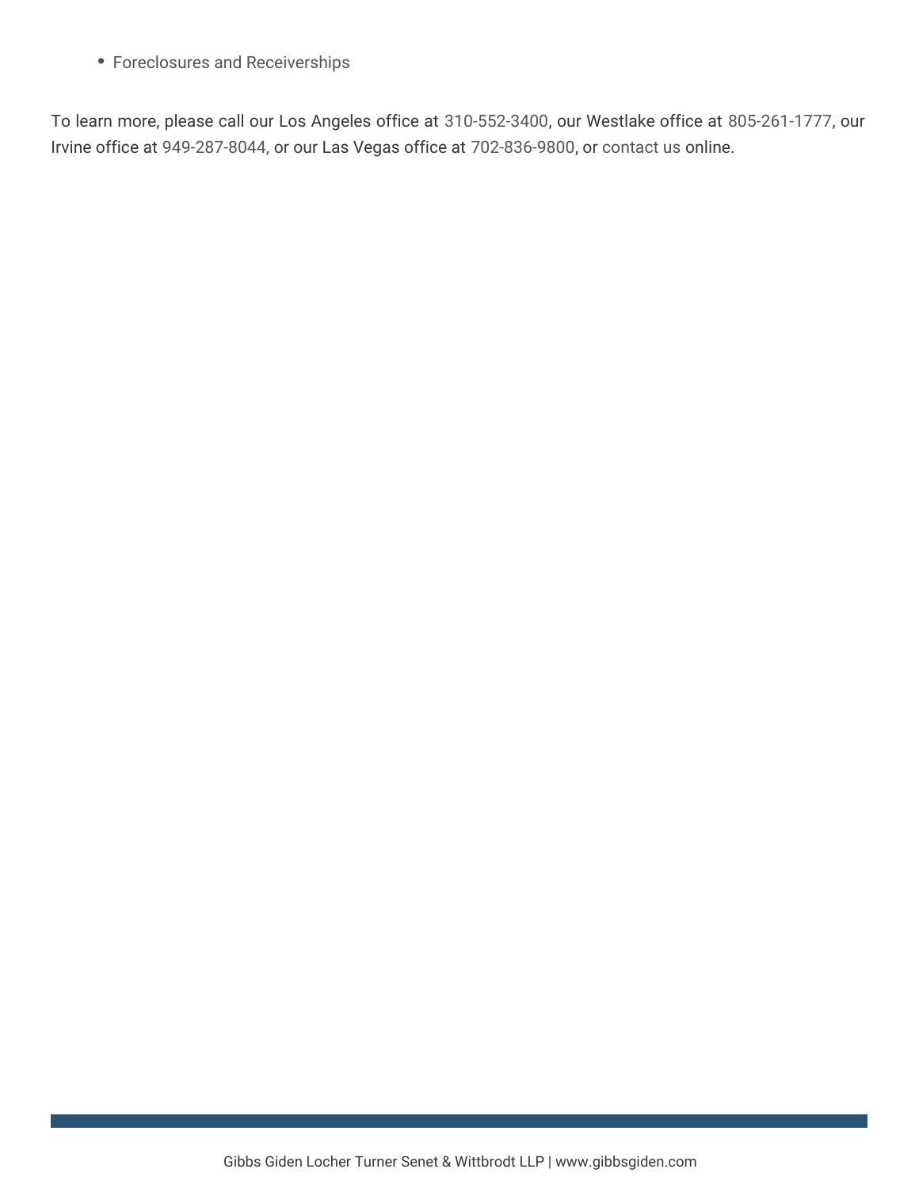- Foreclosures and Receiverships

To learn more, please call our Los Angeles office at 310-552-3400, our Westlake office at 805-261-1777, our Irvine office at 949-287-8044, or our Las Vegas office at 702-836-9800, or contact us online.